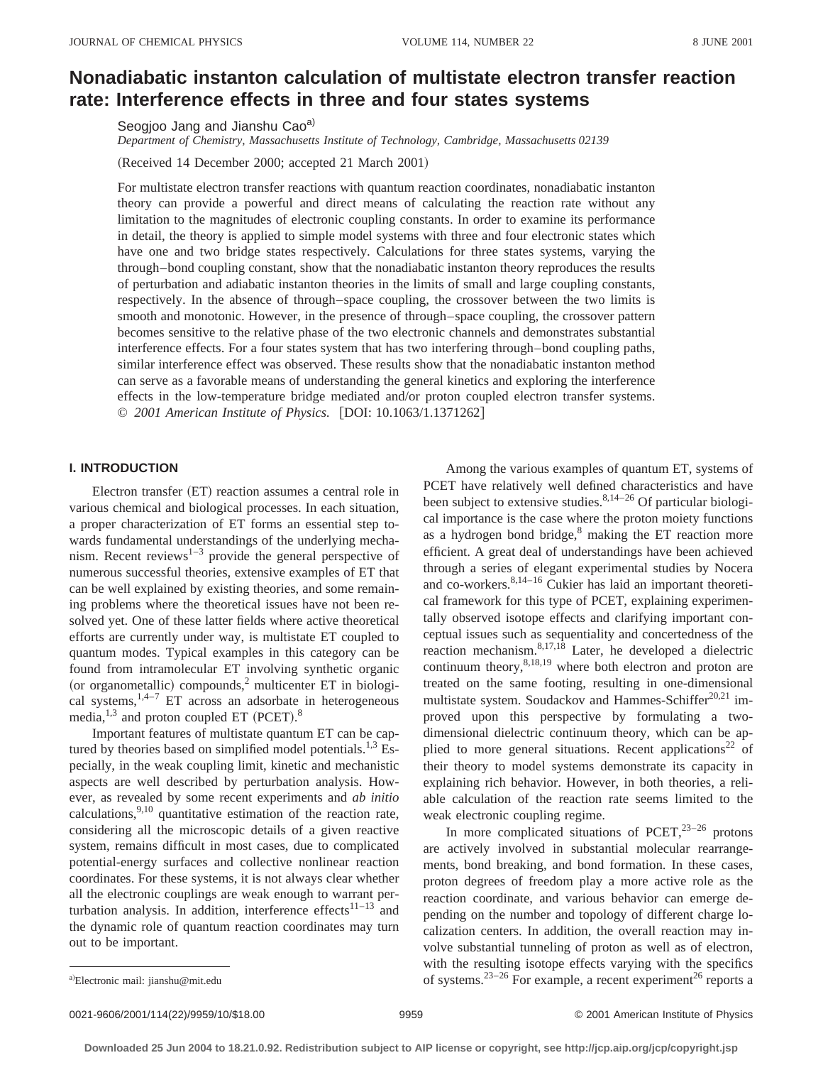# Nonadiabatic instanton calculation of multistate electron transfer reaction rate: Interference effects in three and four states systems

Seogjoo Jang and Jianshu Cao[a]

*Department of Chemistry, Massachusetts Institute of Technology, Cambridge, Massachusetts 02139*

(Received 14 December 2000; accepted 21 March 2001)

For multistate electron transfer reactions with quantum reaction coordinates, nonadiabatic instanton theory can provide a powerful and direct means of calculating the reaction rate without any limitation to the magnitudes of electronic coupling constants. In order to examine its performance in detail, the theory is applied to simple model systems with three and four electronic states which have one and two bridge states respectively. Calculations for three states systems, varying the through–bond coupling constant, show that the nonadiabatic instanton theory reproduces the results of perturbation and adiabatic instanton theories in the limits of small and large coupling constants, respectively. In the absence of through–space coupling, the crossover between the two limits is smooth and monotonic. However, in the presence of through–space coupling, the crossover pattern becomes sensitive to the relative phase of the two electronic channels and demonstrates substantial interference effects. For a four states system that has two interfering through–bond coupling paths, similar interference effect was observed. These results show that the nonadiabatic instanton method can serve as a favorable means of understanding the general kinetics and exploring the interference effects in the low-temperature bridge mediated and/or proton coupled electron transfer systems. © *2001 American Institute of Physics.* [DOI: 10.1063/1.1371262]

## I. INTRODUCTION

Electron transfer (ET) reaction assumes a central role in various chemical and biological processes. In each situation, a proper characterization of ET forms an essential step towards fundamental understandings of the underlying mechanism. Recent reviews[1–3] provide the general perspective of numerous successful theories, extensive examples of ET that can be well explained by existing theories, and some remaining problems where the theoretical issues have not been resolved yet. One of these latter fields where active theoretical efforts are currently under way, is multistate ET coupled to quantum modes. Typical examples in this category can be found from intramolecular ET involving synthetic organic (or organometallic) compounds,[2] multicenter ET in biological systems,[1,4–7] ET across an adsorbate in heterogeneous media,[1,3] and proton coupled ET (PCET).[8]

Important features of multistate quantum ET can be captured by theories based on simplified model potentials.[1,3] Especially, in the weak coupling limit, kinetic and mechanistic aspects are well described by perturbation analysis. However, as revealed by some recent experiments and *ab initio* calculations,[9,10] quantitative estimation of the reaction rate, considering all the microscopic details of a given reactive system, remains difficult in most cases, due to complicated potential-energy surfaces and collective nonlinear reaction coordinates. For these systems, it is not always clear whether all the electronic couplings are weak enough to warrant perturbation analysis. In addition, interference effects[11–13] and the dynamic role of quantum reaction coordinates may turn out to be important.

Among the various examples of quantum ET, systems of PCET have relatively well defined characteristics and have been subject to extensive studies.[8,14–26] Of particular biological importance is the case where the proton moiety functions as a hydrogen bond bridge,[8] making the ET reaction more efficient. A great deal of understandings have been achieved through a series of elegant experimental studies by Nocera and co-workers.[8,14–16] Cukier has laid an important theoretical framework for this type of PCET, explaining experimentally observed isotope effects and clarifying important conceptual issues such as sequentiality and concertedness of the reaction mechanism.[8,17,18] Later, he developed a dielectric continuum theory,[8,18,19] where both electron and proton are treated on the same footing, resulting in one-dimensional multistate system. Soudackov and Hammes-Schiffer[20,21] improved upon this perspective by formulating a two-dimensional dielectric continuum theory, which can be applied to more general situations. Recent applications[22] of their theory to model systems demonstrate its capacity in explaining rich behavior. However, in both theories, a reliable calculation of the reaction rate seems limited to the weak electronic coupling regime.

In more complicated situations of PCET,[23–26] protons are actively involved in substantial molecular rearrangements, bond breaking, and bond formation. In these cases, proton degrees of freedom play a more active role as the reaction coordinate, and various behavior can emerge depending on the number and topology of different charge localization centers. In addition, the overall reaction may involve substantial tunneling of proton as well as of electron, with the resulting isotope effects varying with the specifics of systems.[23–26] For example, a recent experiment[26] reports a

[a]Electronic mail: jianshu@mit.edu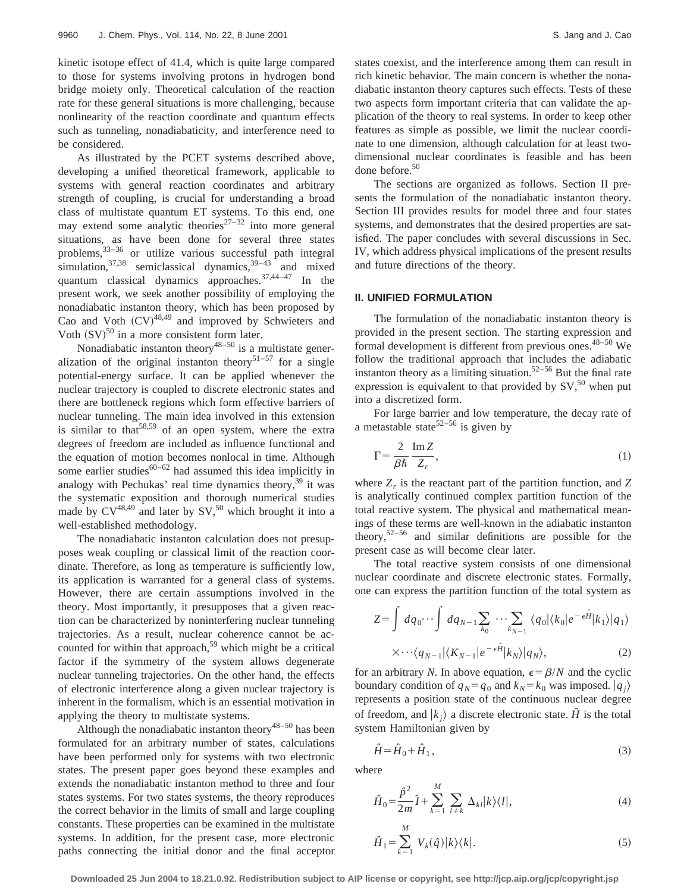kinetic isotope effect of 41.4, which is quite large compared to those for systems involving protons in hydrogen bond bridge moiety only. Theoretical calculation of the reaction rate for these general situations is more challenging, because nonlinearity of the reaction coordinate and quantum effects such as tunneling, nonadiabaticity, and interference need to be considered.

As illustrated by the PCET systems described above, developing a unified theoretical framework, applicable to systems with general reaction coordinates and arbitrary strength of coupling, is crucial for understanding a broad class of multistate quantum ET systems. To this end, one may extend some analytic theories[27–32] into more general situations, as have been done for several three states problems,[33–36] or utilize various successful path integral simulation,[37,38] semiclassical dynamics,[39–43] and mixed quantum classical dynamics approaches.[37,44–47] In the present work, we seek another possibility of employing the nonadiabatic instanton theory, which has been proposed by Cao and Voth (CV)[48,49] and improved by Schwieters and Voth (SV)[50] in a more consistent form later.

Nonadiabatic instanton theory[48–50] is a multistate generalization of the original instanton theory[51–57] for a single potential-energy surface. It can be applied whenever the nuclear trajectory is coupled to discrete electronic states and there are bottleneck regions which form effective barriers of nuclear tunneling. The main idea involved in this extension is similar to that[58,59] of an open system, where the extra degrees of freedom are included as influence functional and the equation of motion becomes nonlocal in time. Although some earlier studies[60–62] had assumed this idea implicitly in analogy with Pechukas' real time dynamics theory,[39] it was the systematic exposition and thorough numerical studies made by CV[48,49] and later by SV,[50] which brought it into a well-established methodology.

The nonadiabatic instanton calculation does not presupposes weak coupling or classical limit of the reaction coordinate. Therefore, as long as temperature is sufficiently low, its application is warranted for a general class of systems. However, there are certain assumptions involved in the theory. Most importantly, it presupposes that a given reaction can be characterized by noninterfering nuclear tunneling trajectories. As a result, nuclear coherence cannot be accounted for within that approach,[59] which might be a critical factor if the symmetry of the system allows degenerate nuclear tunneling trajectories. On the other hand, the effects of electronic interference along a given nuclear trajectory is inherent in the formalism, which is an essential motivation in applying the theory to multistate systems.

Although the nonadiabatic instanton theory[48–50] has been formulated for an arbitrary number of states, calculations have been performed only for systems with two electronic states. The present paper goes beyond these examples and extends the nonadiabatic instanton method to three and four states systems. For two states systems, the theory reproduces the correct behavior in the limits of small and large coupling constants. These properties can be examined in the multistate systems. In addition, for the present case, more electronic paths connecting the initial donor and the final acceptor states coexist, and the interference among them can result in rich kinetic behavior. The main concern is whether the nonadiabatic instanton theory captures such effects. Tests of these two aspects form important criteria that can validate the application of the theory to real systems. In order to keep other features as simple as possible, we limit the nuclear coordinate to one dimension, although calculation for at least two-dimensional nuclear coordinates is feasible and has been done before.[50]

The sections are organized as follows. Section II presents the formulation of the nonadiabatic instanton theory. Section III provides results for model three and four states systems, and demonstrates that the desired properties are satisfied. The paper concludes with several discussions in Sec. IV, which address physical implications of the present results and future directions of the theory.

## II. UNIFIED FORMULATION

The formulation of the nonadiabatic instanton theory is provided in the present section. The starting expression and formal development is different from previous ones.[48–50] We follow the traditional approach that includes the adiabatic instanton theory as a limiting situation.[52–56] But the final rate expression is equivalent to that provided by SV,[50] when put into a discretized form.

For large barrier and low temperature, the decay rate of a metastable state[52–56] is given by

$$\Gamma = \frac{2}{\beta\hbar}\,\frac{\operatorname{Im} Z}{Z_r}, \tag{1}$$

where $Z_r$ is the reactant part of the partition function, and $Z$ is analytically continued complex partition function of the total reactive system. The physical and mathematical meanings of these terms are well-known in the adiabatic instanton theory,[52–56] and similar definitions are possible for the present case as will become clear later.

The total reactive system consists of one dimensional nuclear coordinate and discrete electronic states. Formally, one can express the partition function of the total system as

$$Z = \int dq_0 \cdots \int dq_{N-1} \sum_{k_0} \cdots \sum_{k_{N-1}} \langle q_0|\langle k_0|e^{-\epsilon\hat{H}}|k_1\rangle|q_1\rangle \times \cdots \langle q_{N-1}|\langle K_{N-1}|e^{-\epsilon\hat{H}}|k_N\rangle|q_N\rangle, \tag{2}$$

for an arbitrary $N$. In above equation, $\epsilon = \beta/N$ and the cyclic boundary condition of $q_N = q_0$ and $k_N = k_0$ was imposed. $|q_j\rangle$ represents a position state of the continuous nuclear degree of freedom, and $|k_j\rangle$ a discrete electronic state. $\hat{H}$ is the total system Hamiltonian given by

$$\hat{H} = \hat{H}_0 + \hat{H}_1, \tag{3}$$

where

$$\hat{H}_0 = \frac{\hat{p}^2}{2m}\hat{I} + \sum_{k=1}^{M} \sum_{l\neq k} \Delta_{kl}|k\rangle\langle l|, \tag{4}$$

$$\hat{H}_1 = \sum_{k=1}^{M} V_k(\hat{q})|k\rangle\langle k|. \tag{5}$$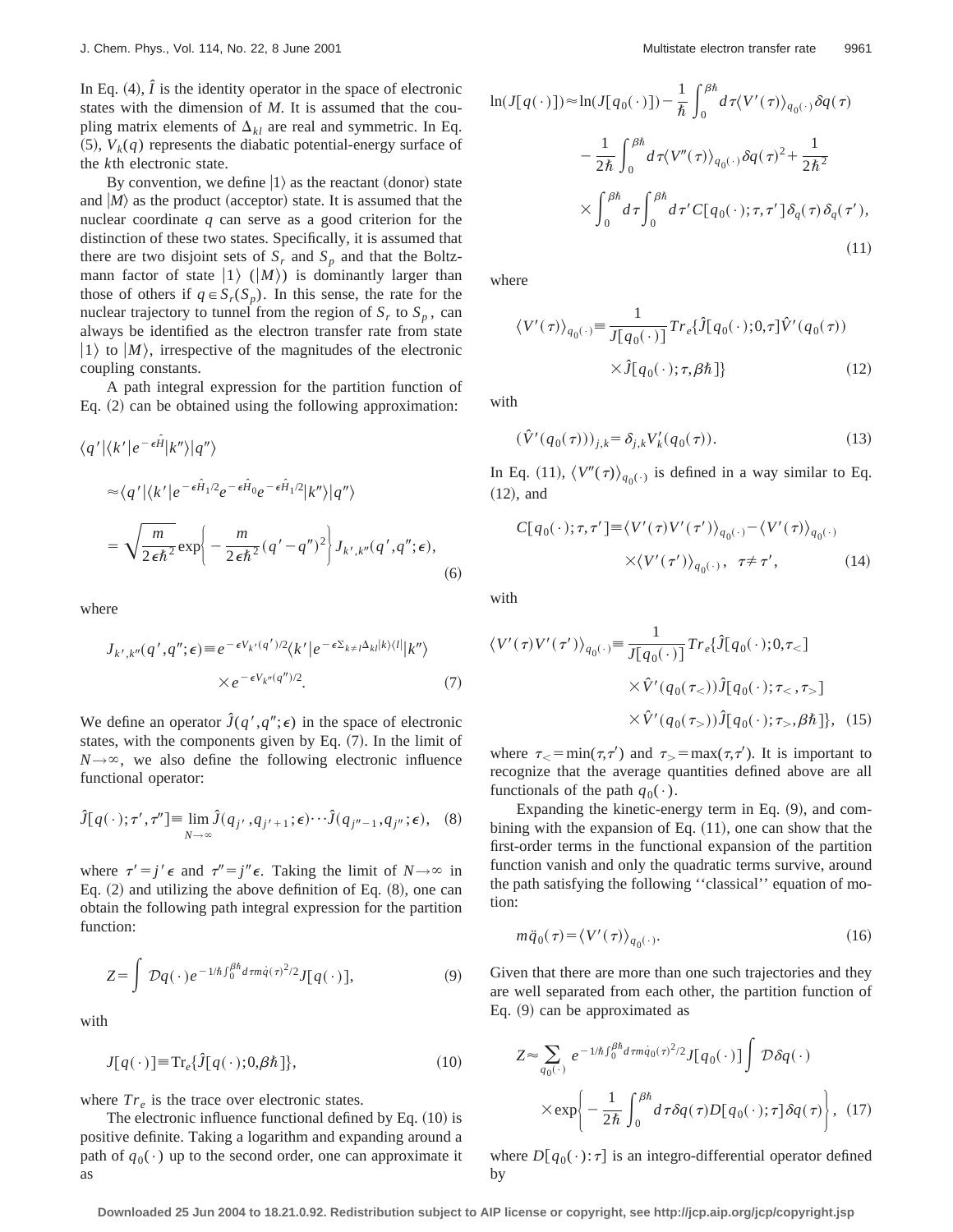In Eq. (4), $\hat{I}$ is the identity operator in the space of electronic states with the dimension of $M$. It is assumed that the coupling matrix elements of $\Delta_{kl}$ are real and symmetric. In Eq. (5), $V_k(q)$ represents the diabatic potential-energy surface of the $k$th electronic state.

By convention, we define $|1\rangle$ as the reactant (donor) state and $|M\rangle$ as the product (acceptor) state. It is assumed that the nuclear coordinate $q$ can serve as a good criterion for the distinction of these two states. Specifically, it is assumed that there are two disjoint sets of $S_r$ and $S_p$ and that the Boltzmann factor of state $|1\rangle$ ($|M\rangle$) is dominantly larger than those of others if $q \in S_r(S_p)$. In this sense, the rate for the nuclear trajectory to tunnel from the region of $S_r$ to $S_p$, can always be identified as the electron transfer rate from state $|1\rangle$ to $|M\rangle$, irrespective of the magnitudes of the electronic coupling constants.

A path integral expression for the partition function of Eq. (2) can be obtained using the following approximation:

$$
\begin{aligned}
&\langle q'|\langle k'|e^{-\epsilon \hat{H}}|k''\rangle|q''\rangle \\
&\approx \langle q'|\langle k'|e^{-\epsilon \hat{H}_1/2} e^{-\epsilon \hat{H}_0} e^{-\epsilon \hat{H}_1/2}|k''\rangle|q''\rangle \\
&= \sqrt{\frac{m}{2\epsilon \hbar^2}} \exp\left\{ -\frac{m}{2\epsilon \hbar^2}(q'-q'')^2 \right\} J_{k',k''}(q',q'';\epsilon),
\end{aligned}
\tag{6}
$$

where

$$
J_{k',k''}(q',q'';\epsilon) \equiv e^{-\epsilon V_{k'}(q')/2} \langle k'|e^{-\epsilon \sum_{k\neq l} \Delta_{kl}|k\rangle\langle l|}|k''\rangle \times e^{-\epsilon V_{k''}(q'')/2}. \tag{7}
$$

We define an operator $\hat{J}(q',q'';\epsilon)$ in the space of electronic states, with the components given by Eq. (7). In the limit of $N\rightarrow\infty$, we also define the following electronic influence functional operator:

$$
\hat{J}[q(\cdot);\tau',\tau''] \equiv \lim_{N\rightarrow\infty} \hat{J}(q_{j'},q_{j'+1};\epsilon)\cdots\hat{J}(q_{j''-1},q_{j''};\epsilon), \tag{8}
$$

where $\tau' = j'\epsilon$ and $\tau'' = j''\epsilon$. Taking the limit of $N\rightarrow\infty$ in Eq. (2) and utilizing the above definition of Eq. (8), one can obtain the following path integral expression for the partition function:

$$
Z = \int \mathcal{D}q(\cdot) e^{-1/\hbar \int_0^{\beta\hbar} d\tau m \dot{q}(\tau)^2/2} J[q(\cdot)], \tag{9}
$$

with

$$
J[q(\cdot)] \equiv \mathrm{Tr}_e\{\hat{J}[q(\cdot);0,\beta\hbar]\}, \tag{10}
$$

where $Tr_e$ is the trace over electronic states.

The electronic influence functional defined by Eq. (10) is positive definite. Taking a logarithm and expanding around a path of $q_0(\cdot)$ up to the second order, one can approximate it as

$$
\begin{aligned}
\ln(J[q(\cdot)]) \approx{}& \ln(J[q_0(\cdot)]) - \frac{1}{\hbar}\int_0^{\beta\hbar} d\tau \langle V'(\tau)\rangle_{q_0(\cdot)} \delta q(\tau) \\
&- \frac{1}{2\hbar}\int_0^{\beta\hbar} d\tau \langle V''(\tau)\rangle_{q_0(\cdot)} \delta q(\tau)^2 + \frac{1}{2\hbar^2} \\
&\times \int_0^{\beta\hbar} d\tau \int_0^{\beta\hbar} d\tau' C[q_0(\cdot);\tau,\tau'] \delta_q(\tau)\delta_q(\tau'),
\end{aligned}
\tag{11}
$$

where

$$
\langle V'(\tau)\rangle_{q_0(\cdot)} \equiv \frac{1}{J[q_0(\cdot)]} Tr_e\{\hat{J}[q_0(\cdot);0,\tau]\hat{V}'(q_0(\tau)) \times \hat{J}[q_0(\cdot);\tau,\beta\hbar]\} \tag{12}
$$

with

$$
(\hat{V}'(q_0(\tau)))_{j,k} = \delta_{j,k} V_k'(q_0(\tau)). \tag{13}
$$

In Eq. (11), $\langle V''(\tau)\rangle_{q_0(\cdot)}$ is defined in a way similar to Eq. (12), and

$$
C[q_0(\cdot);\tau,\tau'] \equiv \langle V'(\tau)V'(\tau')\rangle_{q_0(\cdot)} - \langle V'(\tau)\rangle_{q_0(\cdot)} \times \langle V'(\tau')\rangle_{q_0(\cdot)}, \quad \tau \neq \tau', \tag{14}
$$

with

$$
\begin{aligned}
\langle V'(\tau)V'(\tau')\rangle_{q_0(\cdot)} \equiv{}& \frac{1}{J[q_0(\cdot)]} Tr_e\{\hat{J}[q_0(\cdot);0,\tau_<] \\
&\times \hat{V}'(q_0(\tau_<))\hat{J}[q_0(\cdot);\tau_<,\tau_>] \\
&\times \hat{V}'(q_0(\tau_>))\hat{J}[q_0(\cdot);\tau_>,\beta\hbar]\},
\end{aligned}
\tag{15}
$$

where $\tau_< = \min(\tau,\tau')$ and $\tau_> = \max(\tau,\tau')$. It is important to recognize that the average quantities defined above are all functionals of the path $q_0(\cdot)$.

Expanding the kinetic-energy term in Eq. (9), and combining with the expansion of Eq. (11), one can show that the first-order terms in the functional expansion of the partition function vanish and only the quadratic terms survive, around the path satisfying the following "classical" equation of motion:

$$
m\ddot{q}_0(\tau) = \langle V'(\tau)\rangle_{q_0(\cdot)}. \tag{16}
$$

Given that there are more than one such trajectories and they are well separated from each other, the partition function of Eq. (9) can be approximated as

$$
\begin{aligned}
Z \approx{}& \sum_{q_0(\cdot)} e^{-1/\hbar \int_0^{\beta\hbar} d\tau m \dot{q}_0(\tau)^2/2} J[q_0(\cdot)] \int \mathcal{D}\delta q(\cdot) \\
&\times \exp\left\{ -\frac{1}{2\hbar}\int_0^{\beta\hbar} d\tau \delta q(\tau) D[q_0(\cdot);\tau] \delta q(\tau) \right\},
\end{aligned}
\tag{17}
$$

where $D[q_0(\cdot):\tau]$ is an integro-differential operator defined by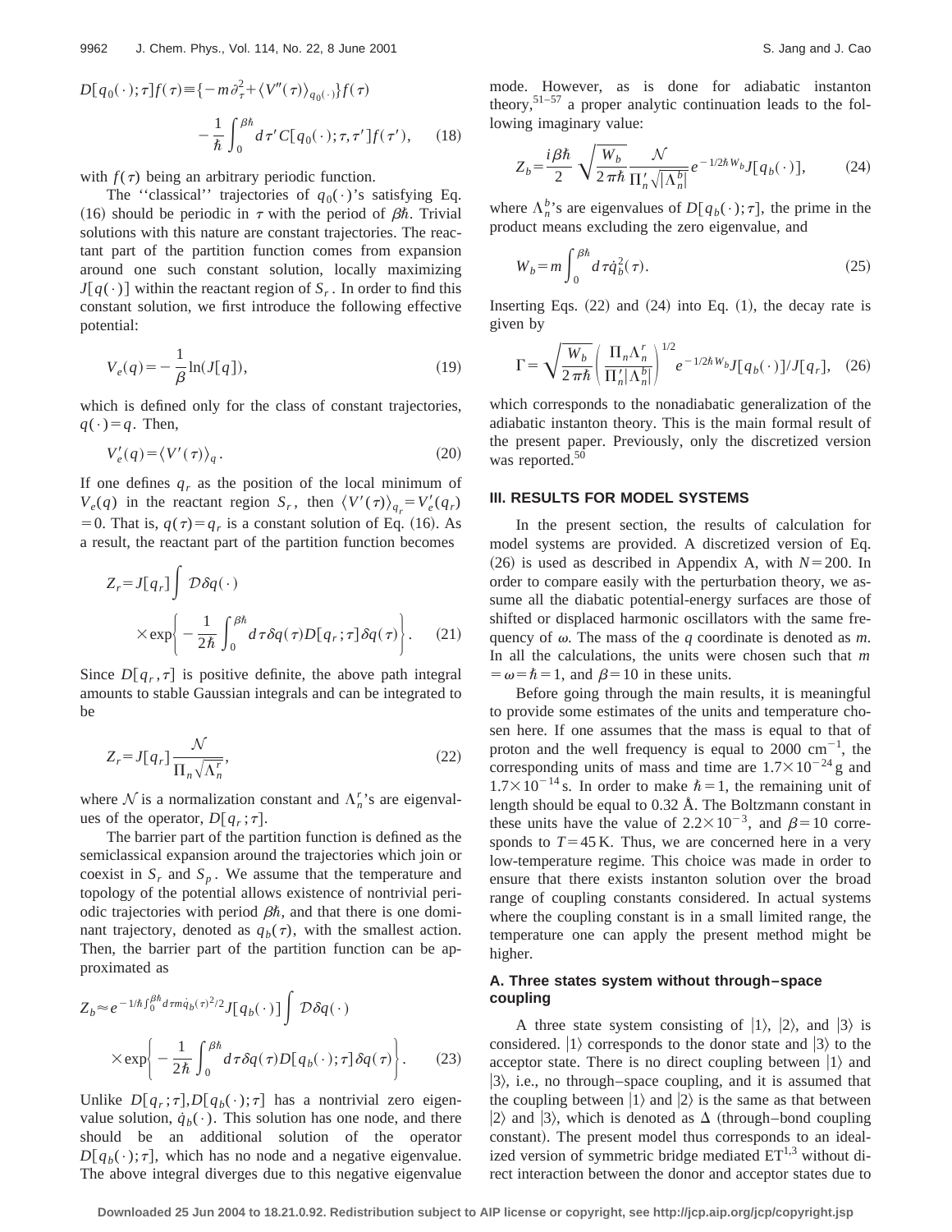$$D[q_0(\cdot);\tau]f(\tau)\equiv\{-m\partial_\tau^2+\langle V''(\tau)\rangle_{q_0(\cdot)}\}f(\tau)$$
$$-\frac{1}{\hbar}\int_0^{\beta\hbar}d\tau' C[q_0(\cdot);\tau,\tau']f(\tau'),\qquad(18)$$

with $f(\tau)$ being an arbitrary periodic function.

The ''classical'' trajectories of $q_0(\cdot)$'s satisfying Eq. (16) should be periodic in $\tau$ with the period of $\beta\hbar$. Trivial solutions with this nature are constant trajectories. The reactant part of the partition function comes from expansion around one such constant solution, locally maximizing $J[q(\cdot)]$ within the reactant region of $S_r$. In order to find this constant solution, we first introduce the following effective potential:

$$V_e(q)=-\frac{1}{\beta}\ln(J[q]),\qquad(19)$$

which is defined only for the class of constant trajectories, $q(\cdot)=q$. Then,

$$V_e'(q)=\langle V'(\tau)\rangle_q.\qquad(20)$$

If one defines $q_r$ as the position of the local minimum of $V_e(q)$ in the reactant region $S_r$, then $\langle V'(\tau)\rangle_{q_r}=V_e'(q_r)=0$. That is, $q(\tau)=q_r$ is a constant solution of Eq. (16). As a result, the reactant part of the partition function becomes

$$Z_r=J[q_r]\int\mathcal{D}\delta q(\cdot)$$
$$\times\exp\left\{-\frac{1}{2\hbar}\int_0^{\beta\hbar}d\tau\,\delta q(\tau)D[q_r;\tau]\delta q(\tau)\right\}.\qquad(21)$$

Since $D[q_r,\tau]$ is positive definite, the above path integral amounts to stable Gaussian integrals and can be integrated to be

$$Z_r=J[q_r]\frac{\mathcal{N}}{\Pi_n\sqrt{\Lambda_n^r}},\qquad(22)$$

where $\mathcal{N}$ is a normalization constant and $\Lambda_n^r$'s are eigenvalues of the operator, $D[q_r;\tau]$.

The barrier part of the partition function is defined as the semiclassical expansion around the trajectories which join or coexist in $S_r$ and $S_p$. We assume that the temperature and topology of the potential allows existence of nontrivial periodic trajectories with period $\beta\hbar$, and that there is one dominant trajectory, denoted as $q_b(\tau)$, with the smallest action. Then, the barrier part of the partition function can be approximated as

$$Z_b\approx e^{-1/\hbar\int_0^{\beta\hbar}d\tau m\dot{q}_b(\tau)^2/2}J[q_b(\cdot)]\int\mathcal{D}\delta q(\cdot)$$
$$\times\exp\left\{-\frac{1}{2\hbar}\int_0^{\beta\hbar}d\tau\,\delta q(\tau)D[q_b(\cdot);\tau]\delta q(\tau)\right\}.\qquad(23)$$

Unlike $D[q_r;\tau], D[q_b(\cdot);\tau]$ has a nontrivial zero eigenvalue solution, $\dot{q}_b(\cdot)$. This solution has one node, and there should be an additional solution of the operator $D[q_b(\cdot);\tau]$, which has no node and a negative eigenvalue. The above integral diverges due to this negative eigenvalue mode. However, as is done for adiabatic instanton theory,[51–57] a proper analytic continuation leads to the following imaginary value:

$$Z_b=\frac{i\beta\hbar}{2}\sqrt{\frac{W_b}{2\pi\hbar}}\frac{\mathcal{N}}{\Pi_n'\sqrt{|\Lambda_n^b|}}e^{-1/2\hbar W_b}J[q_b(\cdot)],\qquad(24)$$

where $\Lambda_n^b$'s are eigenvalues of $D[q_b(\cdot);\tau]$, the prime in the product means excluding the zero eigenvalue, and

$$W_b=m\int_0^{\beta\hbar}d\tau\dot{q}_b^2(\tau).\qquad(25)$$

Inserting Eqs. (22) and (24) into Eq. (1), the decay rate is given by

$$\Gamma=\sqrt{\frac{W_b}{2\pi\hbar}}\left(\frac{\Pi_n\Lambda_n^r}{\Pi_n'|\Lambda_n^b|}\right)^{1/2}e^{-1/2\hbar W_b}J[q_b(\cdot)]/J[q_r],\quad(26)$$

which corresponds to the nonadiabatic generalization of the adiabatic instanton theory. This is the main formal result of the present paper. Previously, only the discretized version was reported.[50]

## III. RESULTS FOR MODEL SYSTEMS

In the present section, the results of calculation for model systems are provided. A discretized version of Eq. (26) is used as described in Appendix A, with $N=200$. In order to compare easily with the perturbation theory, we assume all the diabatic potential-energy surfaces are those of shifted or displaced harmonic oscillators with the same frequency of $\omega$. The mass of the $q$ coordinate is denoted as $m$. In all the calculations, the units were chosen such that $m=\omega=\hbar=1$, and $\beta=10$ in these units.

Before going through the main results, it is meaningful to provide some estimates of the units and temperature chosen here. If one assumes that the mass is equal to that of proton and the well frequency is equal to 2000 $\text{cm}^{-1}$, the corresponding units of mass and time are $1.7\times10^{-24}$ g and $1.7\times10^{-14}$ s. In order to make $\hbar=1$, the remaining unit of length should be equal to 0.32 Å. The Boltzmann constant in these units have the value of $2.2\times10^{-3}$, and $\beta=10$ corresponds to $T=45$ K. Thus, we are concerned here in a very low-temperature regime. This choice was made in order to ensure that there exists instanton solution over the broad range of coupling constants considered. In actual systems where the coupling constant is in a small limited range, the temperature one can apply the present method might be higher.

### A. Three states system without through–space coupling

A three state system consisting of $|1\rangle$, $|2\rangle$, and $|3\rangle$ is considered. $|1\rangle$ corresponds to the donor state and $|3\rangle$ to the acceptor state. There is no direct coupling between $|1\rangle$ and $|3\rangle$, i.e., no through–space coupling, and it is assumed that the coupling between $|1\rangle$ and $|2\rangle$ is the same as that between $|2\rangle$ and $|3\rangle$, which is denoted as $\Delta$ (through–bond coupling constant). The present model thus corresponds to an idealized version of symmetric bridge mediated ET[1,3] without direct interaction between the donor and acceptor states due to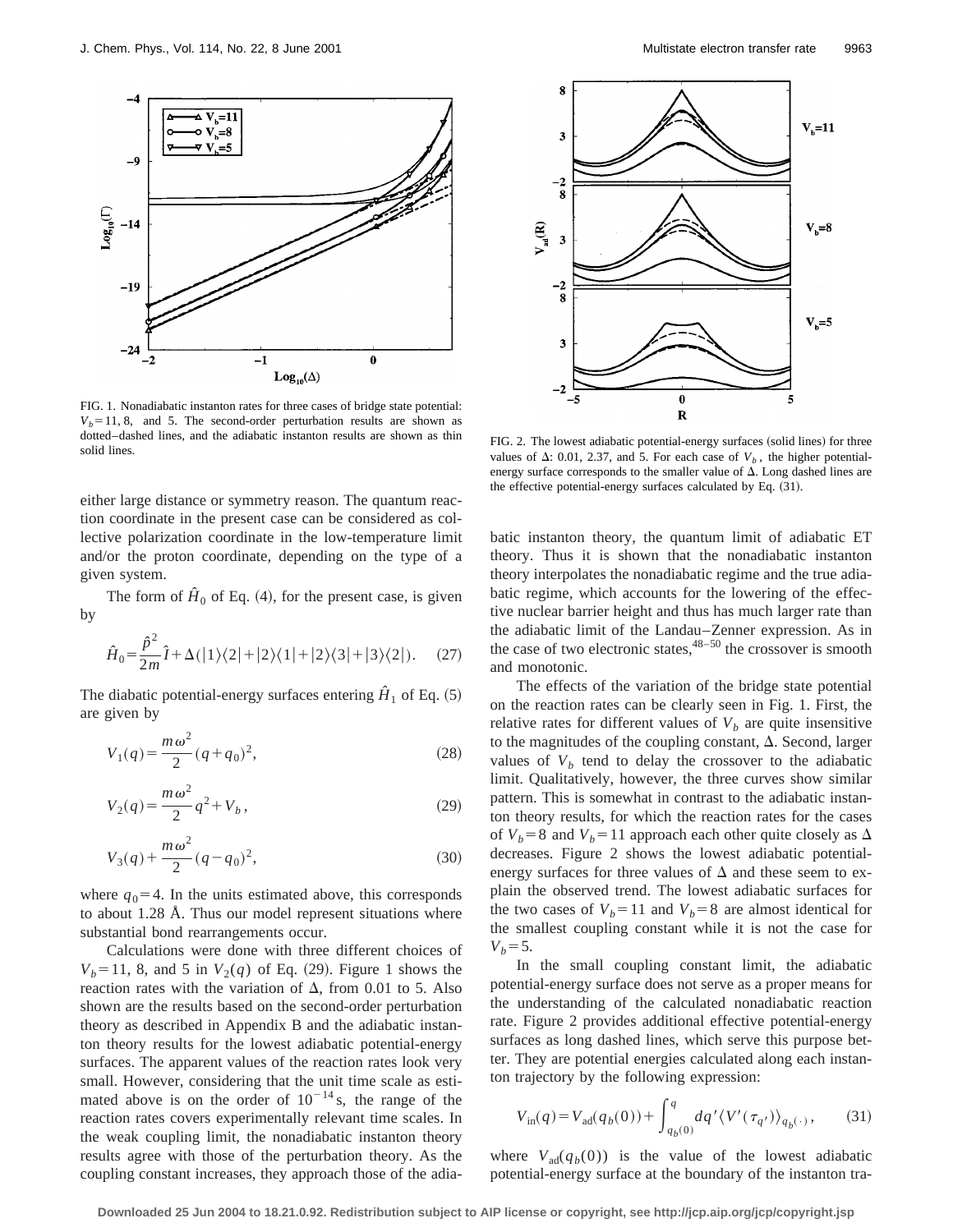FIG. 1. Nonadiabatic instanton rates for three cases of bridge state potential: $V_b = 11$, 8, and 5. The second-order perturbation results are shown as dotted–dashed lines, and the adiabatic instanton results are shown as thin solid lines.

FIG. 2. The lowest adiabatic potential-energy surfaces (solid lines) for three values of $\Delta$: 0.01, 2.37, and 5. For each case of $V_b$, the higher potential-energy surface corresponds to the smaller value of $\Delta$. Long dashed lines are the effective potential-energy surfaces calculated by Eq. (31).

either large distance or symmetry reason. The quantum reaction coordinate in the present case can be considered as collective polarization coordinate in the low-temperature limit and/or the proton coordinate, depending on the type of a given system.

The form of $\hat{H}_0$ of Eq. (4), for the present case, is given by

$$\hat{H}_0 = \frac{\hat{p}^2}{2m}\hat{I} + \Delta(|1\rangle\langle 2| + |2\rangle\langle 1| + |2\rangle\langle 3| + |3\rangle\langle 2|). \quad (27)$$

The diabatic potential-energy surfaces entering $\hat{H}_1$ of Eq. (5) are given by

$$V_1(q) = \frac{m\omega^2}{2}(q+q_0)^2, \quad (28)$$

$$V_2(q) = \frac{m\omega^2}{2}q^2 + V_b, \quad (29)$$

$$V_3(q) + \frac{m\omega^2}{2}(q-q_0)^2, \quad (30)$$

where $q_0 = 4$. In the units estimated above, this corresponds to about 1.28 Å. Thus our model represent situations where substantial bond rearrangements occur.

Calculations were done with three different choices of $V_b = 11$, 8, and 5 in $V_2(q)$ of Eq. (29). Figure 1 shows the reaction rates with the variation of $\Delta$, from 0.01 to 5. Also shown are the results based on the second-order perturbation theory as described in Appendix B and the adiabatic instanton theory results for the lowest adiabatic potential-energy surfaces. The apparent values of the reaction rates look very small. However, considering that the unit time scale as estimated above is on the order of $10^{-14}$ s, the range of the reaction rates covers experimentally relevant time scales. In the weak coupling limit, the nonadiabatic instanton theory results agree with those of the perturbation theory. As the coupling constant increases, they approach those of the adiabatic instanton theory, the quantum limit of adiabatic ET theory. Thus it is shown that the nonadiabatic instanton theory interpolates the nonadiabatic regime and the true adiabatic regime, which accounts for the lowering of the effective nuclear barrier height and thus has much larger rate than the adiabatic limit of the Landau–Zenner expression. As in the case of two electronic states,[48–50] the crossover is smooth and monotonic.

The effects of the variation of the bridge state potential on the reaction rates can be clearly seen in Fig. 1. First, the relative rates for different values of $V_b$ are quite insensitive to the magnitudes of the coupling constant, $\Delta$. Second, larger values of $V_b$ tend to delay the crossover to the adiabatic limit. Qualitatively, however, the three curves show similar pattern. This is somewhat in contrast to the adiabatic instanton theory results, for which the reaction rates for the cases of $V_b = 8$ and $V_b = 11$ approach each other quite closely as $\Delta$ decreases. Figure 2 shows the lowest adiabatic potential-energy surfaces for three values of $\Delta$ and these seem to explain the observed trend. The lowest adiabatic surfaces for the two cases of $V_b = 11$ and $V_b = 8$ are almost identical for the smallest coupling constant while it is not the case for $V_b = 5$.

In the small coupling constant limit, the adiabatic potential-energy surface does not serve as a proper means for the understanding of the calculated nonadiabatic reaction rate. Figure 2 provides additional effective potential-energy surfaces as long dashed lines, which serve this purpose better. They are potential energies calculated along each instanton trajectory by the following expression:

$$V_{\mathrm{in}}(q) = V_{\mathrm{ad}}(q_b(0)) + \int_{q_b(0)}^{q} dq' \langle V'(\tau_{q'})\rangle_{q_b(\cdot)}, \quad (31)$$

where $V_{\mathrm{ad}}(q_b(0))$ is the value of the lowest adiabatic potential-energy surface at the boundary of the instanton tra-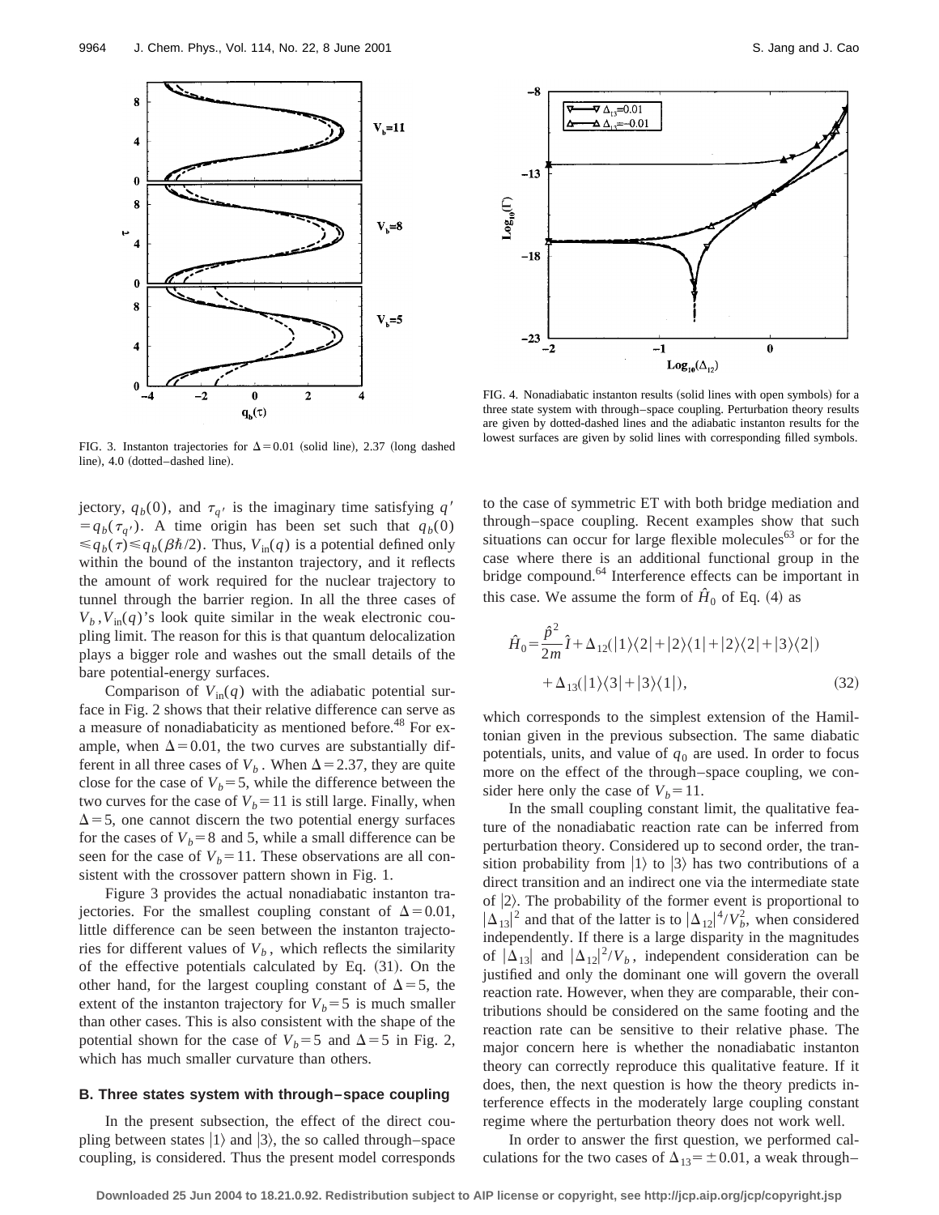FIG. 3. Instanton trajectories for $\Delta = 0.01$ (solid line), 2.37 (long dashed line), 4.0 (dotted–dashed line).

FIG. 4. Nonadiabatic instanton results (solid lines with open symbols) for a three state system with through–space coupling. Perturbation theory results are given by dotted-dashed lines and the adiabatic instanton results for the lowest surfaces are given by solid lines with corresponding filled symbols.

jectory, $q_b(0)$, and $\tau_{q'}$ is the imaginary time satisfying $q' = q_b(\tau_{q'})$. A time origin has been set such that $q_b(0) \leq q_b(\tau) \leq q_b(\beta\hbar/2)$. Thus, $V_{\rm in}(q)$ is a potential defined only within the bound of the instanton trajectory, and it reflects the amount of work required for the nuclear trajectory to tunnel through the barrier region. In all the three cases of $V_b$, $V_{\rm in}(q)$'s look quite similar in the weak electronic coupling limit. The reason for this is that quantum delocalization plays a bigger role and washes out the small details of the bare potential-energy surfaces.

Comparison of $V_{\rm in}(q)$ with the adiabatic potential surface in Fig. 2 shows that their relative difference can serve as a measure of nonadiabaticity as mentioned before.[48] For example, when $\Delta = 0.01$, the two curves are substantially different in all three cases of $V_b$. When $\Delta = 2.37$, they are quite close for the case of $V_b = 5$, while the difference between the two curves for the case of $V_b = 11$ is still large. Finally, when $\Delta = 5$, one cannot discern the two potential energy surfaces for the cases of $V_b = 8$ and 5, while a small difference can be seen for the case of $V_b = 11$. These observations are all consistent with the crossover pattern shown in Fig. 1.

Figure 3 provides the actual nonadiabatic instanton trajectories. For the smallest coupling constant of $\Delta = 0.01$, little difference can be seen between the instanton trajectories for different values of $V_b$, which reflects the similarity of the effective potentials calculated by Eq. (31). On the other hand, for the largest coupling constant of $\Delta = 5$, the extent of the instanton trajectory for $V_b = 5$ is much smaller than other cases. This is also consistent with the shape of the potential shown for the case of $V_b = 5$ and $\Delta = 5$ in Fig. 2, which has much smaller curvature than others.

### B. Three states system with through–space coupling

In the present subsection, the effect of the direct coupling between states $|1\rangle$ and $|3\rangle$, the so called through–space coupling, is considered. Thus the present model corresponds to the case of symmetric ET with both bridge mediation and through–space coupling. Recent examples show that such situations can occur for large flexible molecules[63] or for the case where there is an additional functional group in the bridge compound.[64] Interference effects can be important in this case. We assume the form of $\hat{H}_0$ of Eq. (4) as

$$\hat{H}_0 = \frac{\hat{p}^2}{2m}\hat{I} + \Delta_{12}(|1\rangle\langle 2| + |2\rangle\langle 1| + |2\rangle\langle 2| + |3\rangle\langle 2|) + \Delta_{13}(|1\rangle\langle 3| + |3\rangle\langle 1|), \tag{32}$$

which corresponds to the simplest extension of the Hamiltonian given in the previous subsection. The same diabatic potentials, units, and value of $q_0$ are used. In order to focus more on the effect of the through–space coupling, we consider here only the case of $V_b = 11$.

In the small coupling constant limit, the qualitative feature of the nonadiabatic reaction rate can be inferred from perturbation theory. Considered up to second order, the transition probability from $|1\rangle$ to $|3\rangle$ has two contributions of a direct transition and an indirect one via the intermediate state of $|2\rangle$. The probability of the former event is proportional to $|\Delta_{13}|^2$ and that of the latter is to $|\Delta_{12}|^4/V_b^2$, when considered independently. If there is a large disparity in the magnitudes of $|\Delta_{13}|$ and $|\Delta_{12}|^2/V_b$, independent consideration can be justified and only the dominant one will govern the overall reaction rate. However, when they are comparable, their contributions should be considered on the same footing and the reaction rate can be sensitive to their relative phase. The major concern here is whether the nonadiabatic instanton theory can correctly reproduce this qualitative feature. If it does, then, the next question is how the theory predicts interference effects in the moderately large coupling constant regime where the perturbation theory does not work well.

In order to answer the first question, we performed calculations for the two cases of $\Delta_{13} = \pm 0.01$, a weak through–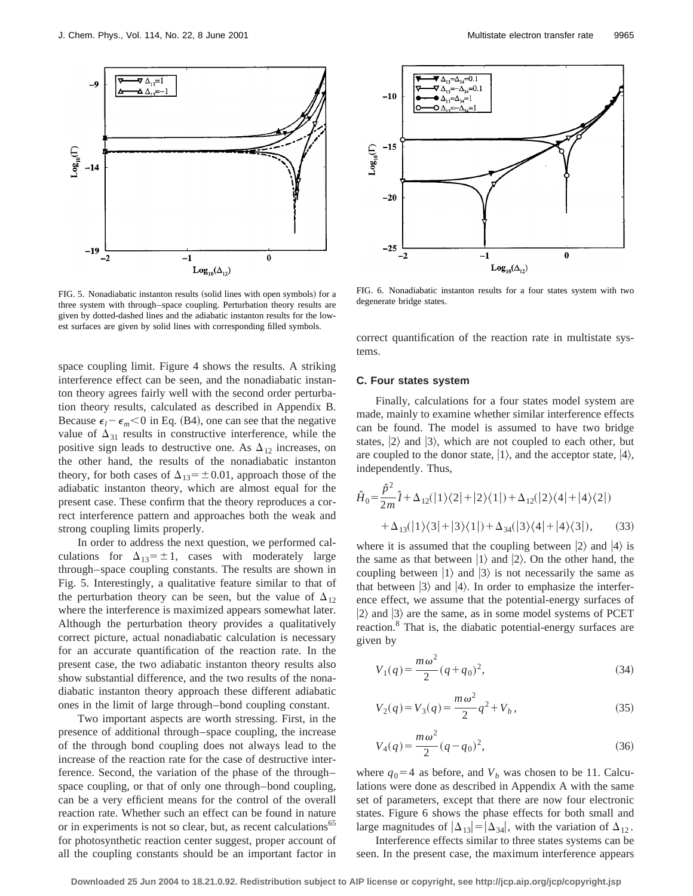FIG. 5. Nonadiabatic instanton results (solid lines with open symbols) for a three system with through–space coupling. Perturbation theory results are given by dotted-dashed lines and the adiabatic instanton results for the lowest surfaces are given by solid lines with corresponding filled symbols.

FIG. 6. Nonadiabatic instanton results for a four states system with two degenerate bridge states.

space coupling limit. Figure 4 shows the results. A striking interference effect can be seen, and the nonadiabatic instanton theory agrees fairly well with the second order perturbation theory results, calculated as described in Appendix B. Because $\epsilon_l - \epsilon_m < 0$ in Eq. (B4), one can see that the negative value of $\Delta_{31}$ results in constructive interference, while the positive sign leads to destructive one. As $\Delta_{12}$ increases, on the other hand, the results of the nonadiabatic instanton theory, for both cases of $\Delta_{13} = \pm 0.01$, approach those of the adiabatic instanton theory, which are almost equal for the present case. These confirm that the theory reproduces a correct interference pattern and approaches both the weak and strong coupling limits properly.

In order to address the next question, we performed calculations for $\Delta_{13} = \pm 1$, cases with moderately large through–space coupling constants. The results are shown in Fig. 5. Interestingly, a qualitative feature similar to that of the perturbation theory can be seen, but the value of $\Delta_{12}$ where the interference is maximized appears somewhat later. Although the perturbation theory provides a qualitatively correct picture, actual nonadiabatic calculation is necessary for an accurate quantification of the reaction rate. In the present case, the two adiabatic instanton theory results also show substantial difference, and the two results of the nonadiabatic instanton theory approach these different adiabatic ones in the limit of large through–bond coupling constant.

Two important aspects are worth stressing. First, in the presence of additional through–space coupling, the increase of the through bond coupling does not always lead to the increase of the reaction rate for the case of destructive interference. Second, the variation of the phase of the through–space coupling, or that of only one through–bond coupling, can be a very efficient means for the control of the overall reaction rate. Whether such an effect can be found in nature or in experiments is not so clear, but, as recent calculations[65] for photosynthetic reaction center suggest, proper account of all the coupling constants should be an important factor in correct quantification of the reaction rate in multistate systems.

### C. Four states system

Finally, calculations for a four states model system are made, mainly to examine whether similar interference effects can be found. The model is assumed to have two bridge states, $|2\rangle$ and $|3\rangle$, which are not coupled to each other, but are coupled to the donor state, $|1\rangle$, and the acceptor state, $|4\rangle$, independently. Thus,

$$\hat{H}_0 = \frac{\hat{p}^2}{2m}\hat{I} + \Delta_{12}(|1\rangle\langle 2| + |2\rangle\langle 1|) + \Delta_{12}(|2\rangle\langle 4| + |4\rangle\langle 2|) + \Delta_{13}(|1\rangle\langle 3| + |3\rangle\langle 1|) + \Delta_{34}(|3\rangle\langle 4| + |4\rangle\langle 3|), \tag{33}$$

where it is assumed that the coupling between $|2\rangle$ and $|4\rangle$ is the same as that between $|1\rangle$ and $|2\rangle$. On the other hand, the coupling between $|1\rangle$ and $|3\rangle$ is not necessarily the same as that between $|3\rangle$ and $|4\rangle$. In order to emphasize the interference effect, we assume that the potential-energy surfaces of $|2\rangle$ and $|3\rangle$ are the same, as in some model systems of PCET reaction.[8] That is, the diabatic potential-energy surfaces are given by

$$V_1(q) = \frac{m\omega^2}{2}(q + q_0)^2, \tag{34}$$

$$V_2(q) = V_3(q) = \frac{m\omega^2}{2}q^2 + V_b, \tag{35}$$

$$V_4(q) = \frac{m\omega^2}{2}(q - q_0)^2, \tag{36}$$

where $q_0 = 4$ as before, and $V_b$ was chosen to be 11. Calculations were done as described in Appendix A with the same set of parameters, except that there are now four electronic states. Figure 6 shows the phase effects for both small and large magnitudes of $|\Delta_{13}| = |\Delta_{34}|$, with the variation of $\Delta_{12}$.

Interference effects similar to three states systems can be seen. In the present case, the maximum interference appears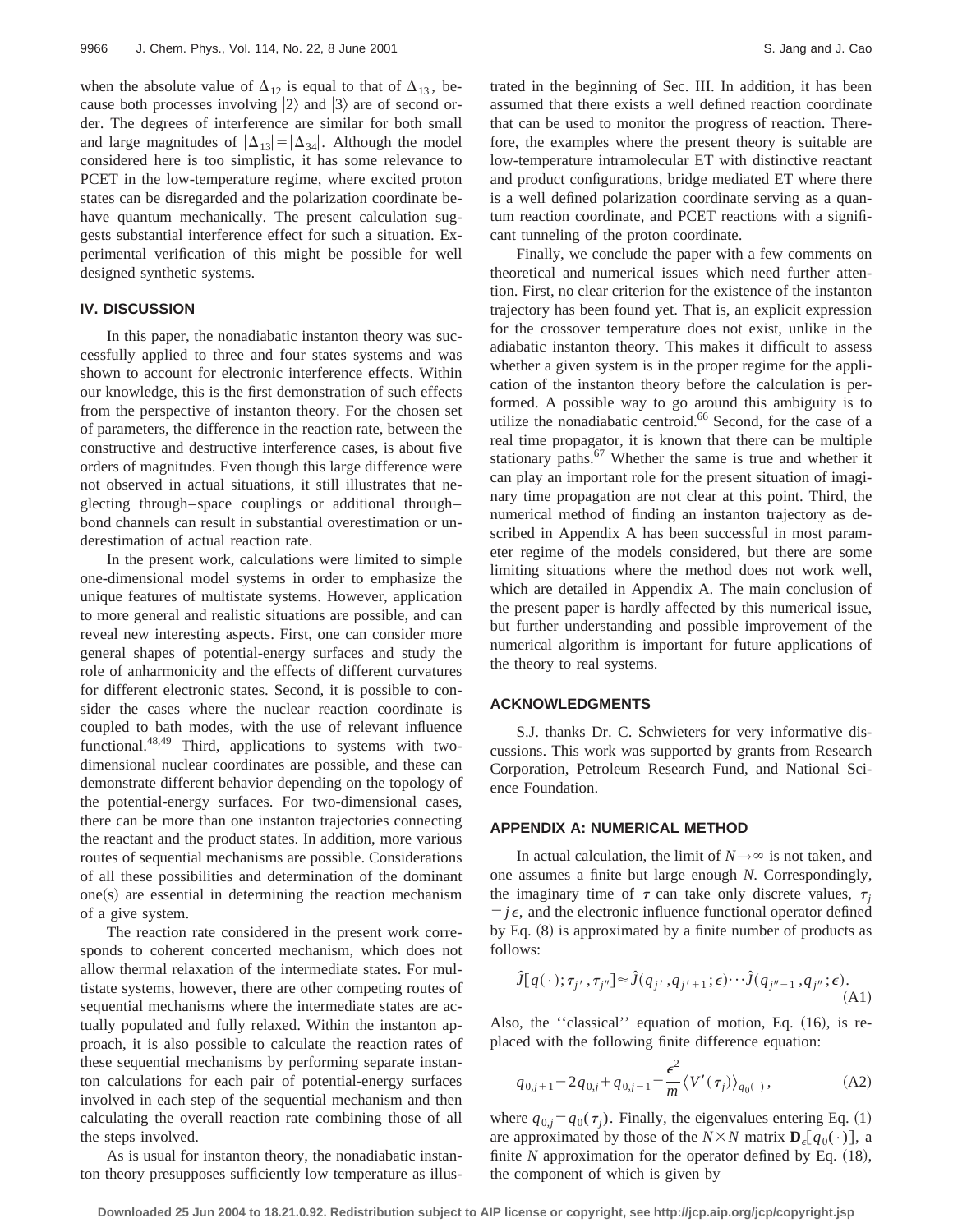when the absolute value of $\Delta_{12}$ is equal to that of $\Delta_{13}$, because both processes involving $|2\rangle$ and $|3\rangle$ are of second order. The degrees of interference are similar for both small and large magnitudes of $|\Delta_{13}|=|\Delta_{34}|$. Although the model considered here is too simplistic, it has some relevance to PCET in the low-temperature regime, where excited proton states can be disregarded and the polarization coordinate behave quantum mechanically. The present calculation suggests substantial interference effect for such a situation. Experimental verification of this might be possible for well designed synthetic systems.

## IV. DISCUSSION

In this paper, the nonadiabatic instanton theory was successfully applied to three and four states systems and was shown to account for electronic interference effects. Within our knowledge, this is the first demonstration of such effects from the perspective of instanton theory. For the chosen set of parameters, the difference in the reaction rate, between the constructive and destructive interference cases, is about five orders of magnitudes. Even though this large difference were not observed in actual situations, it still illustrates that neglecting through–space couplings or additional through–bond channels can result in substantial overestimation or underestimation of actual reaction rate.

In the present work, calculations were limited to simple one-dimensional model systems in order to emphasize the unique features of multistate systems. However, application to more general and realistic situations are possible, and can reveal new interesting aspects. First, one can consider more general shapes of potential-energy surfaces and study the role of anharmonicity and the effects of different curvatures for different electronic states. Second, it is possible to consider the cases where the nuclear reaction coordinate is coupled to bath modes, with the use of relevant influence functional.[48,49] Third, applications to systems with two-dimensional nuclear coordinates are possible, and these can demonstrate different behavior depending on the topology of the potential-energy surfaces. For two-dimensional cases, there can be more than one instanton trajectories connecting the reactant and the product states. In addition, more various routes of sequential mechanisms are possible. Considerations of all these possibilities and determination of the dominant one(s) are essential in determining the reaction mechanism of a give system.

The reaction rate considered in the present work corresponds to coherent concerted mechanism, which does not allow thermal relaxation of the intermediate states. For multistate systems, however, there are other competing routes of sequential mechanisms where the intermediate states are actually populated and fully relaxed. Within the instanton approach, it is also possible to calculate the reaction rates of these sequential mechanisms by performing separate instanton calculations for each pair of potential-energy surfaces involved in each step of the sequential mechanism and then calculating the overall reaction rate combining those of all the steps involved.

As is usual for instanton theory, the nonadiabatic instanton theory presupposes sufficiently low temperature as illustrated in the beginning of Sec. III. In addition, it has been assumed that there exists a well defined reaction coordinate that can be used to monitor the progress of reaction. Therefore, the examples where the present theory is suitable are low-temperature intramolecular ET with distinctive reactant and product configurations, bridge mediated ET where there is a well defined polarization coordinate serving as a quantum reaction coordinate, and PCET reactions with a significant tunneling of the proton coordinate.

Finally, we conclude the paper with a few comments on theoretical and numerical issues which need further attention. First, no clear criterion for the existence of the instanton trajectory has been found yet. That is, an explicit expression for the crossover temperature does not exist, unlike in the adiabatic instanton theory. This makes it difficult to assess whether a given system is in the proper regime for the application of the instanton theory before the calculation is performed. A possible way to go around this ambiguity is to utilize the nonadiabatic centroid.[66] Second, for the case of a real time propagator, it is known that there can be multiple stationary paths.[67] Whether the same is true and whether it can play an important role for the present situation of imaginary time propagation are not clear at this point. Third, the numerical method of finding an instanton trajectory as described in Appendix A has been successful in most parameter regime of the models considered, but there are some limiting situations where the method does not work well, which are detailed in Appendix A. The main conclusion of the present paper is hardly affected by this numerical issue, but further understanding and possible improvement of the numerical algorithm is important for future applications of the theory to real systems.

## ACKNOWLEDGMENTS

S.J. thanks Dr. C. Schwieters for very informative discussions. This work was supported by grants from Research Corporation, Petroleum Research Fund, and National Science Foundation.

## APPENDIX A: NUMERICAL METHOD

In actual calculation, the limit of $N\rightarrow\infty$ is not taken, and one assumes a finite but large enough $N$. Correspondingly, the imaginary time of $\tau$ can take only discrete values, $\tau_j = j\epsilon$, and the electronic influence functional operator defined by Eq. (8) is approximated by a finite number of products as follows:

$$\hat{J}[q(\cdot);\tau_{j'},\tau_{j''}]\approx\hat{J}(q_{j'},q_{j'+1};\epsilon)\cdots\hat{J}(q_{j''-1},q_{j''};\epsilon). \tag{A1}$$

Also, the ''classical'' equation of motion, Eq. (16), is replaced with the following finite difference equation:

$$q_{0,j+1}-2q_{0,j}+q_{0,j-1}=\frac{\epsilon^2}{m}\langle V'(\tau_j)\rangle_{q_0(\cdot)}, \tag{A2}$$

where $q_{0,j}=q_0(\tau_j)$. Finally, the eigenvalues entering Eq. (1) are approximated by those of the $N\times N$ matrix $\mathbf{D}_\epsilon[q_0(\cdot)]$, a finite $N$ approximation for the operator defined by Eq. (18), the component of which is given by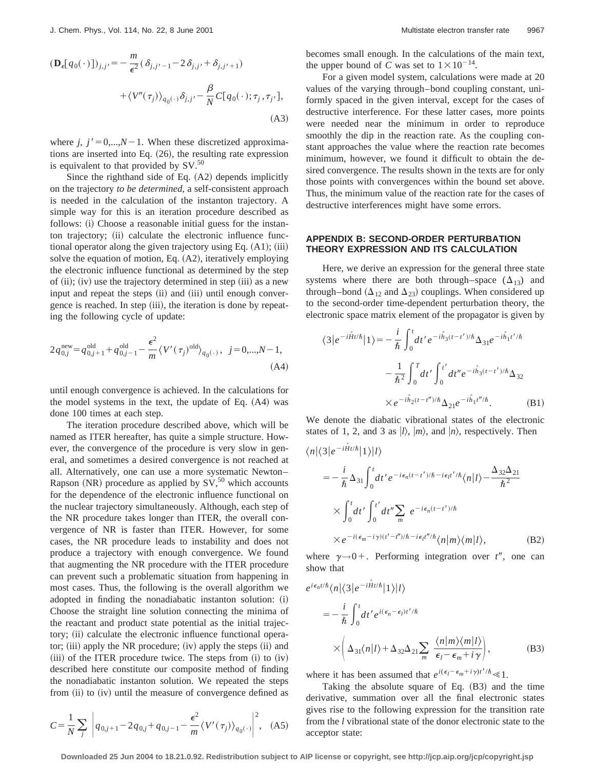$$(\mathbf{D}_\epsilon[q_0(\cdot)])_{j,j'} = -\frac{m}{\epsilon^2}(\delta_{j,j'-1} - 2\delta_{j,j'} + \delta_{j,j'+1}) + \langle V''(\tau_j)\rangle_{q_0(\cdot)}\delta_{j,j'} - \frac{\beta}{N}C[q_0(\cdot);\tau_j,\tau_{j'}], \quad \text{(A3)}$$

where $j,\ j'=0,...,N-1$. When these discretized approximations are inserted into Eq. (26), the resulting rate expression is equivalent to that provided by SV.[50]

Since the righthand side of Eq. (A2) depends implicitly on the trajectory *to be determined*, a self-consistent approach is needed in the calculation of the instanton trajectory. A simple way for this is an iteration procedure described as follows: (i) Choose a reasonable initial guess for the instanton trajectory; (ii) calculate the electronic influence functional operator along the given trajectory using Eq. (A1); (iii) solve the equation of motion, Eq. (A2), iteratively employing the electronic influence functional as determined by the step of (ii); (iv) use the trajectory determined in step (iii) as a new input and repeat the steps (ii) and (iii) until enough convergence is reached. In step (iii), the iteration is done by repeating the following cycle of update:

$$2q_{0,j}^{\text{new}} = q_{0,j+1}^{\text{old}} + q_{0,j-1}^{\text{old}} - \frac{\epsilon^2}{m}\langle V'(\tau_j)^{\text{old}}\rangle_{q_0(\cdot)}, \quad j=0,...,N-1, \quad \text{(A4)}$$

until enough convergence is achieved. In the calculations for the model systems in the text, the update of Eq. (A4) was done 100 times at each step.

The iteration procedure described above, which will be named as ITER hereafter, has quite a simple structure. However, the convergence of the procedure is very slow in general, and sometimes a desired convergence is not reached at all. Alternatively, one can use a more systematic Newton–Raphson (NR) procedure as applied by SV,[50] which accounts for the dependence of the electronic influence functional on the nuclear trajectory simultaneously. Although, each step of the NR procedure takes longer than ITER, the overall convergence of NR is faster than ITER. However, for some cases, the NR procedure leads to instability and does not produce a trajectory with enough convergence. We found that augmenting the NR procedure with the ITER procedure can prevent such a problematic situation from happening in most cases. Thus, the following is the overall algorithm we adopted in finding the nonadiabatic instanton solution: (i) Choose the straight line solution connecting the minima of the reactant and product state potential as the initial trajectory; (ii) calculate the electronic influence functional operator; (iii) apply the NR procedure; (iv) apply the steps (ii) and (iii) of the ITER procedure twice. The steps from (i) to (iv) described here constitute our composite method of finding the nonadiabatic instanton solution. We repeated the steps from (ii) to (iv) until the measure of convergence defined as

$$C = \frac{1}{N}\sum_j \left| q_{0,j+1} - 2q_{0,j} + q_{0,j-1} - \frac{\epsilon^2}{m}\langle V'(\tau_j)\rangle_{q_0(\cdot)}\right|^2, \quad \text{(A5)}$$

becomes small enough. In the calculations of the main text, the upper bound of $C$ was set to $1\times10^{-14}$.

For a given model system, calculations were made at 20 values of the varying through–bond coupling constant, uniformly spaced in the given interval, except for the cases of destructive interference. For these latter cases, more points were needed near the minimum in order to reproduce smoothly the dip in the reaction rate. As the coupling constant approaches the value where the reaction rate becomes minimum, however, we found it difficult to obtain the desired convergence. The results shown in the texts are for only those points with convergences within the bound set above. Thus, the minimum value of the reaction rate for the cases of destructive interferences might have some errors.

## APPENDIX B: SECOND-ORDER PERTURBATION THEORY EXPRESSION AND ITS CALCULATION

Here, we derive an expression for the general three state systems where there are both through–space ($\Delta_{13}$) and through–bond ($\Delta_{12}$ and $\Delta_{23}$) couplings. When considered up to the second-order time-dependent perturbation theory, the electronic space matrix element of the propagator is given by

$$\langle 3|e^{-i\hat{H}t/\hbar}|1\rangle = -\frac{i}{\hbar}\int_0^t dt' e^{-i\hat{h}_3(t-t')/\hbar}\Delta_{31}e^{-i\hat{h}_1t'/\hbar} - \frac{1}{\hbar^2}\int_0^T dt'\int_0^{t'}dt'' e^{-i\hat{h}_3(t-t')/\hbar}\Delta_{32} \times e^{-i\hat{h}_2(t-t'')/\hbar}\Delta_{21}e^{-i\hat{h}_1t''/\hbar}. \quad \text{(B1)}$$

We denote the diabatic vibrational states of the electronic states of 1, 2, and 3 as $|l\rangle$, $|m\rangle$, and $|n\rangle$, respectively. Then

$$\langle n|\langle 3|e^{-i\hat{H}t/\hbar}|1\rangle|l\rangle = -\frac{i}{\hbar}\Delta_{31}\int_0^t dt' e^{-i\epsilon_n(t-t')/\hbar - i\epsilon_l t'/\hbar}\langle n|l\rangle - \frac{\Delta_{32}\Delta_{21}}{\hbar^2} \times \int_0^t dt'\int_0^{t'}dt''\sum_m e^{-i\epsilon_n(t-t')/\hbar} \times e^{-i(\epsilon_m - i\gamma)(t'-t'')/\hbar - i\epsilon_l t''/\hbar}\langle n|m\rangle\langle m|l\rangle, \quad \text{(B2)}$$

where $\gamma\to 0+$. Performing integration over $t''$, one can show that

$$e^{i\epsilon_n t/\hbar}\langle n|\langle 3|e^{-i\hat{H}t/\hbar}|1\rangle|l\rangle = -\frac{i}{\hbar}\int_0^t dt' e^{i(\epsilon_n-\epsilon_l)t'/\hbar} \times \left(\Delta_{31}\langle n|l\rangle + \Delta_{32}\Delta_{21}\sum_m \frac{\langle n|m\rangle\langle m|l\rangle}{\epsilon_l - \epsilon_m + i\gamma}\right), \quad \text{(B3)}$$

where it has been assumed that $e^{i(\epsilon_l-\epsilon_m+i\gamma)t'/\hbar} \ll 1$.

Taking the absolute square of Eq. (B3) and the time derivative, summation over all the final electronic states gives rise to the following expression for the transition rate from the $l$ vibrational state of the donor electronic state to the acceptor state: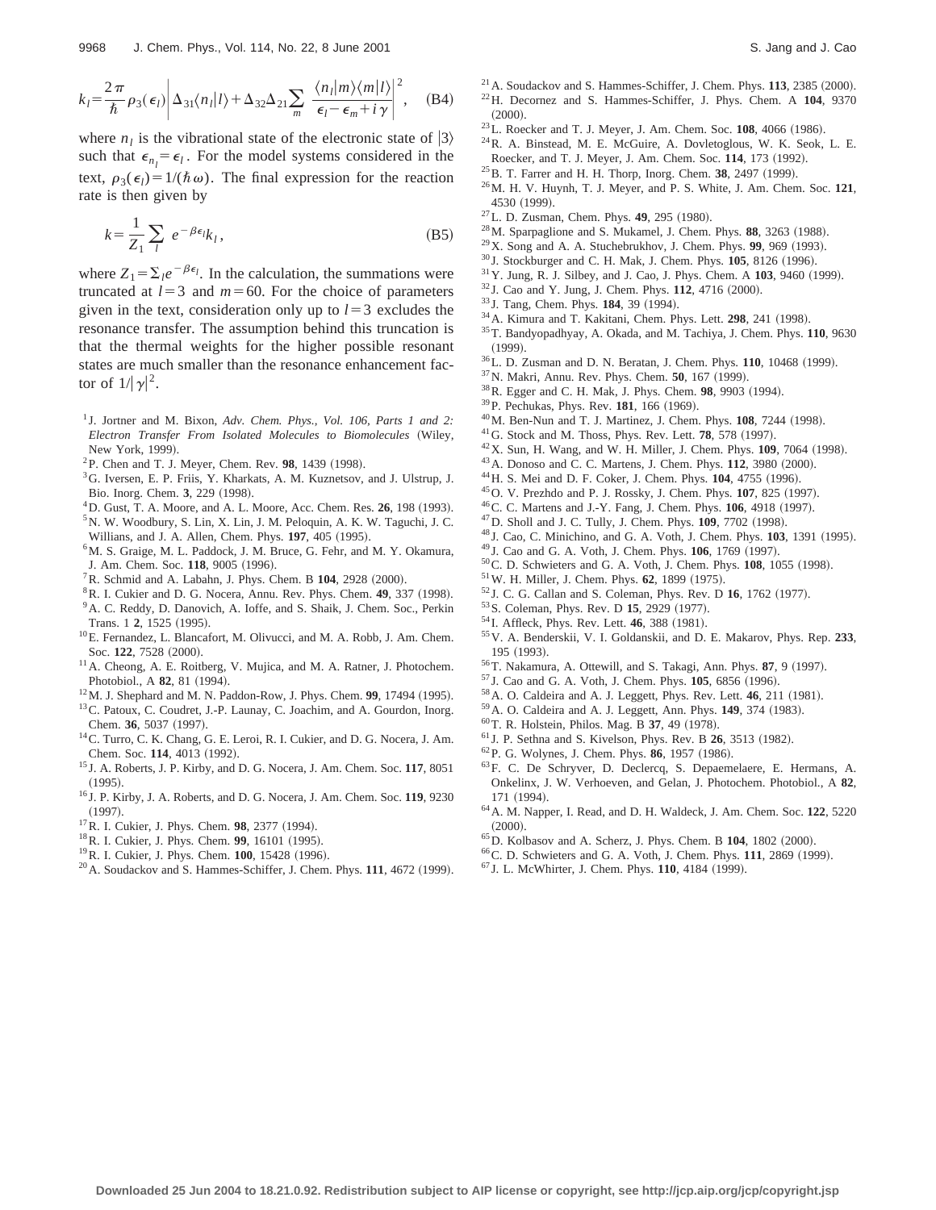$$k_l = \frac{2\pi}{\hbar}\rho_3(\epsilon_l)\left|\Delta_{31}\langle n_l|l\rangle + \Delta_{32}\Delta_{21}\sum_m \frac{\langle n_l|m\rangle\langle m|l\rangle}{\epsilon_l - \epsilon_m + i\gamma}\right|^2, \quad \text{(B4)}$$

where $n_l$ is the vibrational state of the electronic state of $|3\rangle$ such that $\epsilon_{n_l} = \epsilon_l$. For the model systems considered in the text, $\rho_3(\epsilon_l) = 1/(\hbar\omega)$. The final expression for the reaction rate is then given by

$$k = \frac{1}{Z_1}\sum_l e^{-\beta\epsilon_l} k_l, \quad \text{(B5)}$$

where $Z_1 = \sum_l e^{-\beta\epsilon_l}$. In the calculation, the summations were truncated at $l=3$ and $m=60$. For the choice of parameters given in the text, consideration only up to $l=3$ excludes the resonance transfer. The assumption behind this truncation is that the thermal weights for the higher possible resonant states are much smaller than the resonance enhancement factor of $1/|\gamma|^2$.

[1] J. Jortner and M. Bixon, *Adv. Chem. Phys., Vol. 106, Parts 1 and 2: Electron Transfer From Isolated Molecules to Biomolecules* (Wiley, New York, 1999).
[2] P. Chen and T. J. Meyer, Chem. Rev. **98**, 1439 (1998).
[3] G. Iversen, E. P. Friis, Y. Kharkats, A. M. Kuznetsov, and J. Ulstrup, J. Bio. Inorg. Chem. **3**, 229 (1998).
[4] D. Gust, T. A. Moore, and A. L. Moore, Acc. Chem. Res. **26**, 198 (1993).
[5] N. W. Woodbury, S. Lin, X. Lin, J. M. Peloquin, A. K. W. Taguchi, J. C. Willians, and J. A. Allen, Chem. Phys. **197**, 405 (1995).
[6] M. S. Graige, M. L. Paddock, J. M. Bruce, G. Fehr, and M. Y. Okamura, J. Am. Chem. Soc. **118**, 9005 (1996).
[7] R. Schmid and A. Labahn, J. Phys. Chem. B **104**, 2928 (2000).
[8] R. I. Cukier and D. G. Nocera, Annu. Rev. Phys. Chem. **49**, 337 (1998).
[9] A. C. Reddy, D. Danovich, A. Ioffe, and S. Shaik, J. Chem. Soc., Perkin Trans. 1 **2**, 1525 (1995).
[10] E. Fernandez, L. Blancafort, M. Olivucci, and M. A. Robb, J. Am. Chem. Soc. **122**, 7528 (2000).
[11] A. Cheong, A. E. Roitberg, V. Mujica, and M. A. Ratner, J. Photochem. Photobiol., A **82**, 81 (1994).
[12] M. J. Shephard and M. N. Paddon-Row, J. Phys. Chem. **99**, 17494 (1995).
[13] C. Patoux, C. Coudret, J.-P. Launay, C. Joachim, and A. Gourdon, Inorg. Chem. **36**, 5037 (1997).
[14] C. Turro, C. K. Chang, G. E. Leroi, R. I. Cukier, and D. G. Nocera, J. Am. Chem. Soc. **114**, 4013 (1992).
[15] J. A. Roberts, J. P. Kirby, and D. G. Nocera, J. Am. Chem. Soc. **117**, 8051 (1995).
[16] J. P. Kirby, J. A. Roberts, and D. G. Nocera, J. Am. Chem. Soc. **119**, 9230 (1997).
[17] R. I. Cukier, J. Phys. Chem. **98**, 2377 (1994).
[18] R. I. Cukier, J. Phys. Chem. **99**, 16101 (1995).
[19] R. I. Cukier, J. Phys. Chem. **100**, 15428 (1996).
[20] A. Soudackov and S. Hammes-Schiffer, J. Chem. Phys. **111**, 4672 (1999).
[21] A. Soudackov and S. Hammes-Schiffer, J. Chem. Phys. **113**, 2385 (2000).
[22] H. Decornez and S. Hammes-Schiffer, J. Phys. Chem. A **104**, 9370 (2000).
[23] L. Roecker and T. J. Meyer, J. Am. Chem. Soc. **108**, 4066 (1986).
[24] R. A. Binstead, M. E. McGuire, A. Dovletoglous, W. K. Seok, L. E. Roecker, and T. J. Meyer, J. Am. Chem. Soc. **114**, 173 (1992).
[25] B. T. Farrer and H. H. Thorp, Inorg. Chem. **38**, 2497 (1999).
[26] M. H. V. Huynh, T. J. Meyer, and P. S. White, J. Am. Chem. Soc. **121**, 4530 (1999).
[27] L. D. Zusman, Chem. Phys. **49**, 295 (1980).
[28] M. Sparpaglione and S. Mukamel, J. Chem. Phys. **88**, 3263 (1988).
[29] X. Song and A. A. Stuchebrukhov, J. Chem. Phys. **99**, 969 (1993).
[30] J. Stockburger and C. H. Mak, J. Chem. Phys. **105**, 8126 (1996).
[31] Y. Jung, R. J. Silbey, and J. Cao, J. Phys. Chem. A **103**, 9460 (1999).
[32] J. Cao and Y. Jung, J. Chem. Phys. **112**, 4716 (2000).
[33] J. Tang, Chem. Phys. **184**, 39 (1994).
[34] A. Kimura and T. Kakitani, Chem. Phys. Lett. **298**, 241 (1998).
[35] T. Bandyopadhyay, A. Okada, and M. Tachiya, J. Chem. Phys. **110**, 9630 (1999).
[36] L. D. Zusman and D. N. Beratan, J. Chem. Phys. **110**, 10468 (1999).
[37] N. Makri, Annu. Rev. Phys. Chem. **50**, 167 (1999).
[38] R. Egger and C. H. Mak, J. Phys. Chem. **98**, 9903 (1994).
[39] P. Pechukas, Phys. Rev. **181**, 166 (1969).
[40] M. Ben-Nun and T. J. Martinez, J. Chem. Phys. **108**, 7244 (1998).
[41] G. Stock and M. Thoss, Phys. Rev. Lett. **78**, 578 (1997).
[42] X. Sun, H. Wang, and W. H. Miller, J. Chem. Phys. **109**, 7064 (1998).
[43] A. Donoso and C. C. Martens, J. Chem. Phys. **112**, 3980 (2000).
[44] H. S. Mei and D. F. Coker, J. Chem. Phys. **104**, 4755 (1996).
[45] O. V. Prezhdo and P. J. Rossky, J. Chem. Phys. **107**, 825 (1997).
[46] C. C. Martens and J.-Y. Fang, J. Chem. Phys. **106**, 4918 (1997).
[47] D. Sholl and J. C. Tully, J. Chem. Phys. **109**, 7702 (1998).
[48] J. Cao, C. Minichino, and G. A. Voth, J. Chem. Phys. **103**, 1391 (1995).
[49] J. Cao and G. A. Voth, J. Chem. Phys. **106**, 1769 (1997).
[50] C. D. Schwieters and G. A. Voth, J. Chem. Phys. **108**, 1055 (1998).
[51] W. H. Miller, J. Chem. Phys. **62**, 1899 (1975).
[52] J. C. G. Callan and S. Coleman, Phys. Rev. D **16**, 1762 (1977).
[53] S. Coleman, Phys. Rev. D **15**, 2929 (1977).
[54] I. Affleck, Phys. Rev. Lett. **46**, 388 (1981).
[55] V. A. Benderskii, V. I. Goldanskii, and D. E. Makarov, Phys. Rep. **233**, 195 (1993).
[56] T. Nakamura, A. Ottewill, and S. Takagi, Ann. Phys. **87**, 9 (1997).
[57] J. Cao and G. A. Voth, J. Chem. Phys. **105**, 6856 (1996).
[58] A. O. Caldeira and A. J. Leggett, Phys. Rev. Lett. **46**, 211 (1981).
[59] A. O. Caldeira and A. J. Leggett, Ann. Phys. **149**, 374 (1983).
[60] T. R. Holstein, Philos. Mag. B **37**, 49 (1978).
[61] J. P. Sethna and S. Kivelson, Phys. Rev. B **26**, 3513 (1982).
[62] P. G. Wolynes, J. Chem. Phys. **86**, 1957 (1986).
[63] F. C. De Schryver, D. Declercq, S. Depaemelaere, E. Hermans, A. Onkelinx, J. W. Verhoeven, and Gelan, J. Photochem. Photobiol., A **82**, 171 (1994).
[64] A. M. Napper, I. Read, and D. H. Waldeck, J. Am. Chem. Soc. **122**, 5220 (2000).
[65] D. Kolbasov and A. Scherz, J. Phys. Chem. B **104**, 1802 (2000).
[66] C. D. Schwieters and G. A. Voth, J. Chem. Phys. **111**, 2869 (1999).
[67] J. L. McWhirter, J. Chem. Phys. **110**, 4184 (1999).